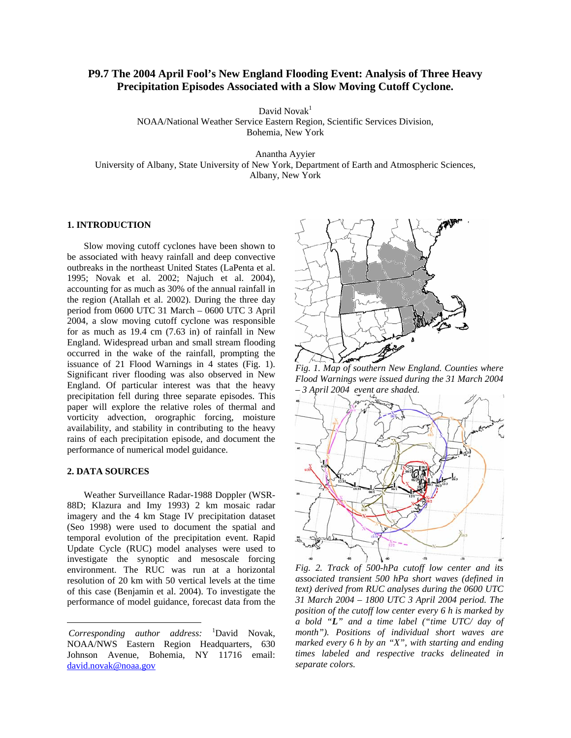# P9.7 The 2004 April Fool's New England Flooding Event: Analysis of Three Heavy Precipitation Episodes Associated with a Slow Moving Cutoff Cyclone.

David Novak[1]
NOAA/National Weather Service Eastern Region, Scientific Services Division,
Bohemia, New York

Anantha Ayyier
University of Albany, State University of New York, Department of Earth and Atmospheric Sciences,
Albany, New York

## 1. INTRODUCTION

Slow moving cutoff cyclones have been shown to be associated with heavy rainfall and deep convective outbreaks in the northeast United States (LaPenta et al. 1995; Novak et al. 2002; Najuch et al. 2004), accounting for as much as 30% of the annual rainfall in the region (Atallah et al. 2002). During the three day period from 0600 UTC 31 March – 0600 UTC 3 April 2004, a slow moving cutoff cyclone was responsible for as much as 19.4 cm (7.63 in) of rainfall in New England. Widespread urban and small stream flooding occurred in the wake of the rainfall, prompting the issuance of 21 Flood Warnings in 4 states (Fig. 1). Significant river flooding was also observed in New England. Of particular interest was that the heavy precipitation fell during three separate episodes. This paper will explore the relative roles of thermal and vorticity advection, orographic forcing, moisture availability, and stability in contributing to the heavy rains of each precipitation episode, and document the performance of numerical model guidance.

## 2. DATA SOURCES

Weather Surveillance Radar-1988 Doppler (WSR-88D; Klazura and Imy 1993) 2 km mosaic radar imagery and the 4 km Stage IV precipitation dataset (Seo 1998) were used to document the spatial and temporal evolution of the precipitation event. Rapid Update Cycle (RUC) model analyses were used to investigate the synoptic and mesoscale forcing environment. The RUC was run at a horizontal resolution of 20 km with 50 vertical levels at the time of this case (Benjamin et al. 2004). To investigate the performance of model guidance, forecast data from the

*Fig. 1. Map of southern New England. Counties where Flood Warnings were issued during the 31 March 2004 – 3 April 2004 event are shaded.*

*Fig. 2. Track of 500-hPa cutoff low center and its associated transient 500 hPa short waves (defined in text) derived from RUC analyses during the 0600 UTC 31 March 2004 – 1800 UTC 3 April 2004 period. The position of the cutoff low center every 6 h is marked by a bold "**L**" and a time label ("time UTC/ day of month"). Positions of individual short waves are marked every 6 h by an "X", with starting and ending times labeled and respective tracks delineated in separate colors.*

---

*Corresponding author address:* [1]David Novak, NOAA/NWS Eastern Region Headquarters, 630 Johnson Avenue, Bohemia, NY 11716 email: david.novak@noaa.gov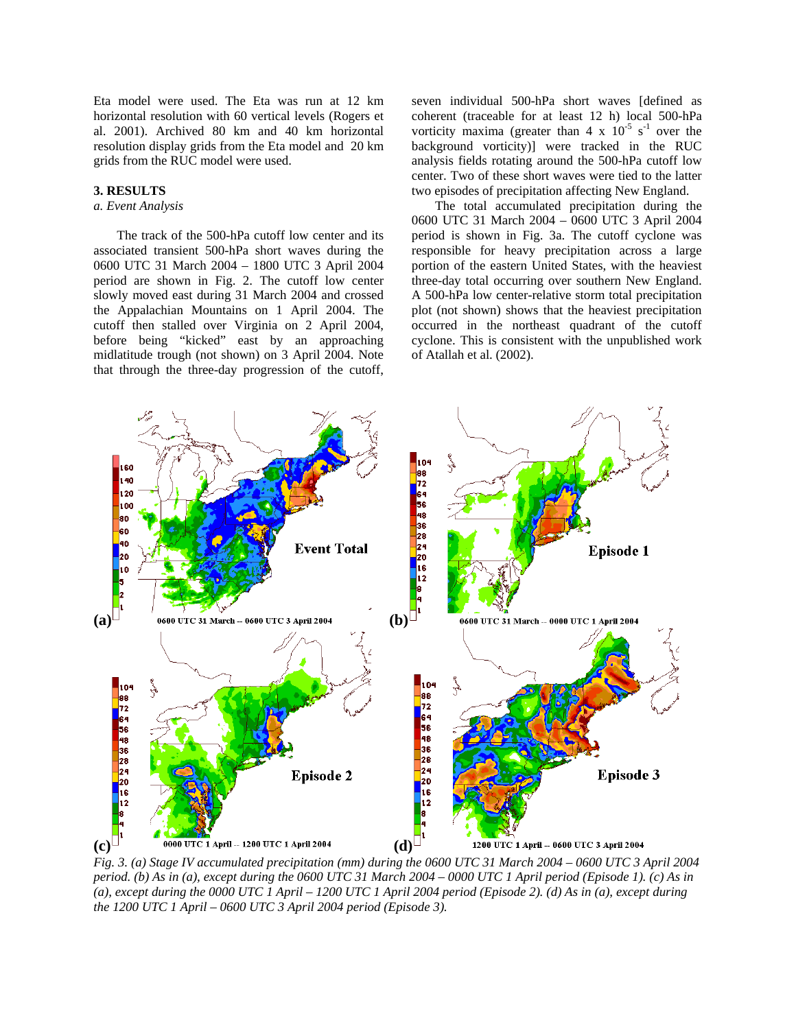Eta model were used. The Eta was run at 12 km horizontal resolution with 60 vertical levels (Rogers et al. 2001). Archived 80 km and 40 km horizontal resolution display grids from the Eta model and 20 km grids from the RUC model were used.

## 3. RESULTS

### *a. Event Analysis*

The track of the 500-hPa cutoff low center and its associated transient 500-hPa short waves during the 0600 UTC 31 March 2004 – 1800 UTC 3 April 2004 period are shown in Fig. 2. The cutoff low center slowly moved east during 31 March 2004 and crossed the Appalachian Mountains on 1 April 2004. The cutoff then stalled over Virginia on 2 April 2004, before being "kicked" east by an approaching midlatitude trough (not shown) on 3 April 2004. Note that through the three-day progression of the cutoff, seven individual 500-hPa short waves [defined as coherent (traceable for at least 12 h) local 500-hPa vorticity maxima (greater than $4 \times 10^{-5}$ $s^{-1}$ over the background vorticity)] were tracked in the RUC analysis fields rotating around the 500-hPa cutoff low center. Two of these short waves were tied to the latter two episodes of precipitation affecting New England.

The total accumulated precipitation during the 0600 UTC 31 March 2004 – 0600 UTC 3 April 2004 period is shown in Fig. 3a. The cutoff cyclone was responsible for heavy precipitation across a large portion of the eastern United States, with the heaviest three-day total occurring over southern New England. A 500-hPa low center-relative storm total precipitation plot (not shown) shows that the heaviest precipitation occurred in the northeast quadrant of the cutoff cyclone. This is consistent with the unpublished work of Atallah et al. (2002).

*Fig. 3. (a) Stage IV accumulated precipitation (mm) during the 0600 UTC 31 March 2004 – 0600 UTC 3 April 2004 period. (b) As in (a), except during the 0600 UTC 31 March 2004 – 0000 UTC 1 April period (Episode 1). (c) As in (a), except during the 0000 UTC 1 April – 1200 UTC 1 April 2004 period (Episode 2). (d) As in (a), except during the 1200 UTC 1 April – 0600 UTC 3 April 2004 period (Episode 3).*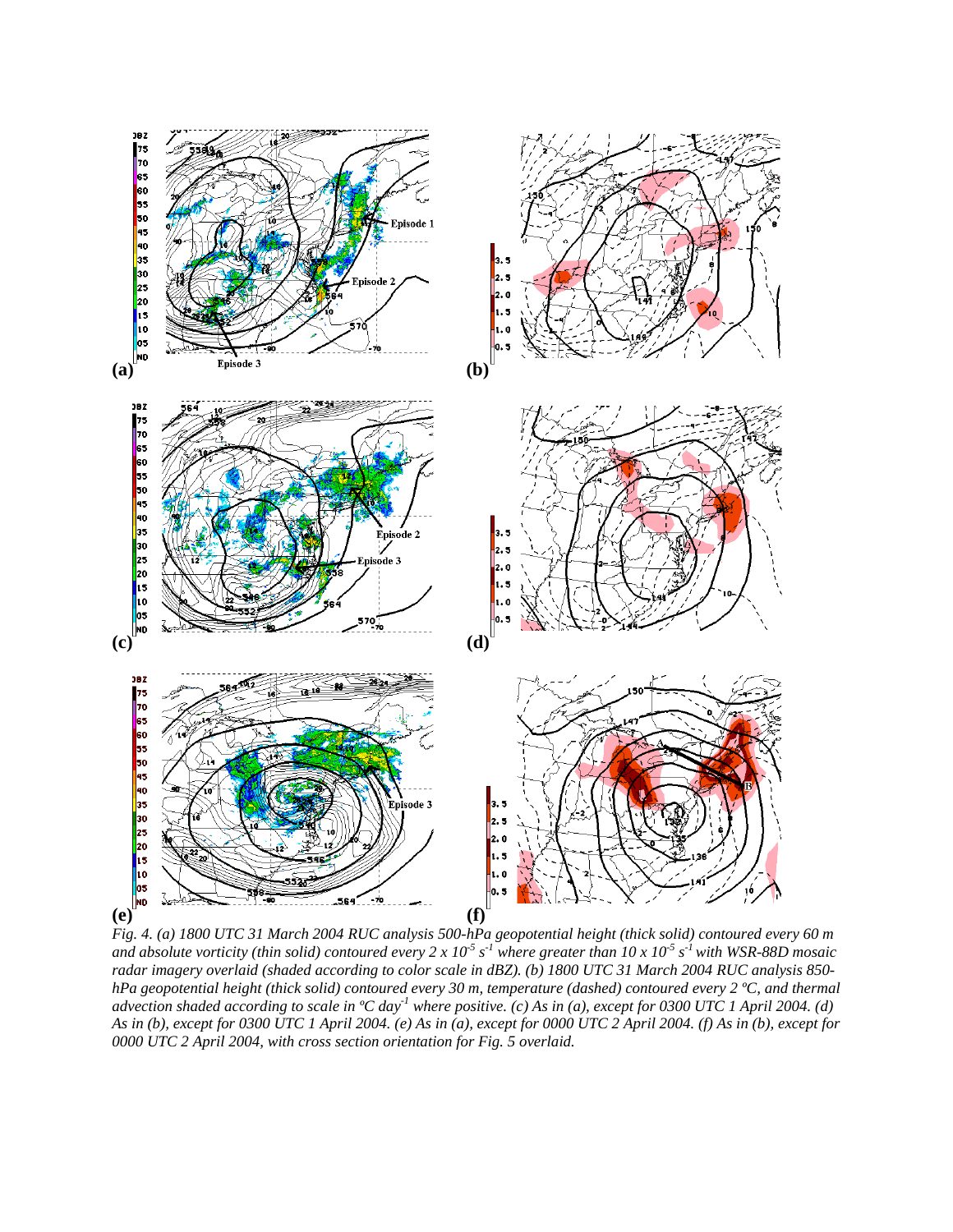*Fig. 4. (a) 1800 UTC 31 March 2004 RUC analysis 500-hPa geopotential height (thick solid) contoured every 60 m and absolute vorticity (thin solid) contoured every 2 x $10^{-5}$ $s^{-1}$ where greater than 10 x $10^{-5}$ $s^{-1}$ with WSR-88D mosaic radar imagery overlaid (shaded according to color scale in dBZ). (b) 1800 UTC 31 March 2004 RUC analysis 850-hPa geopotential height (thick solid) contoured every 30 m, temperature (dashed) contoured every 2 ºC, and thermal advection shaded according to scale in ºC $day^{-1}$ where positive. (c) As in (a), except for 0300 UTC 1 April 2004. (d) As in (b), except for 0300 UTC 1 April 2004. (e) As in (a), except for 0000 UTC 2 April 2004. (f) As in (b), except for 0000 UTC 2 April 2004, with cross section orientation for Fig. 5 overlaid.*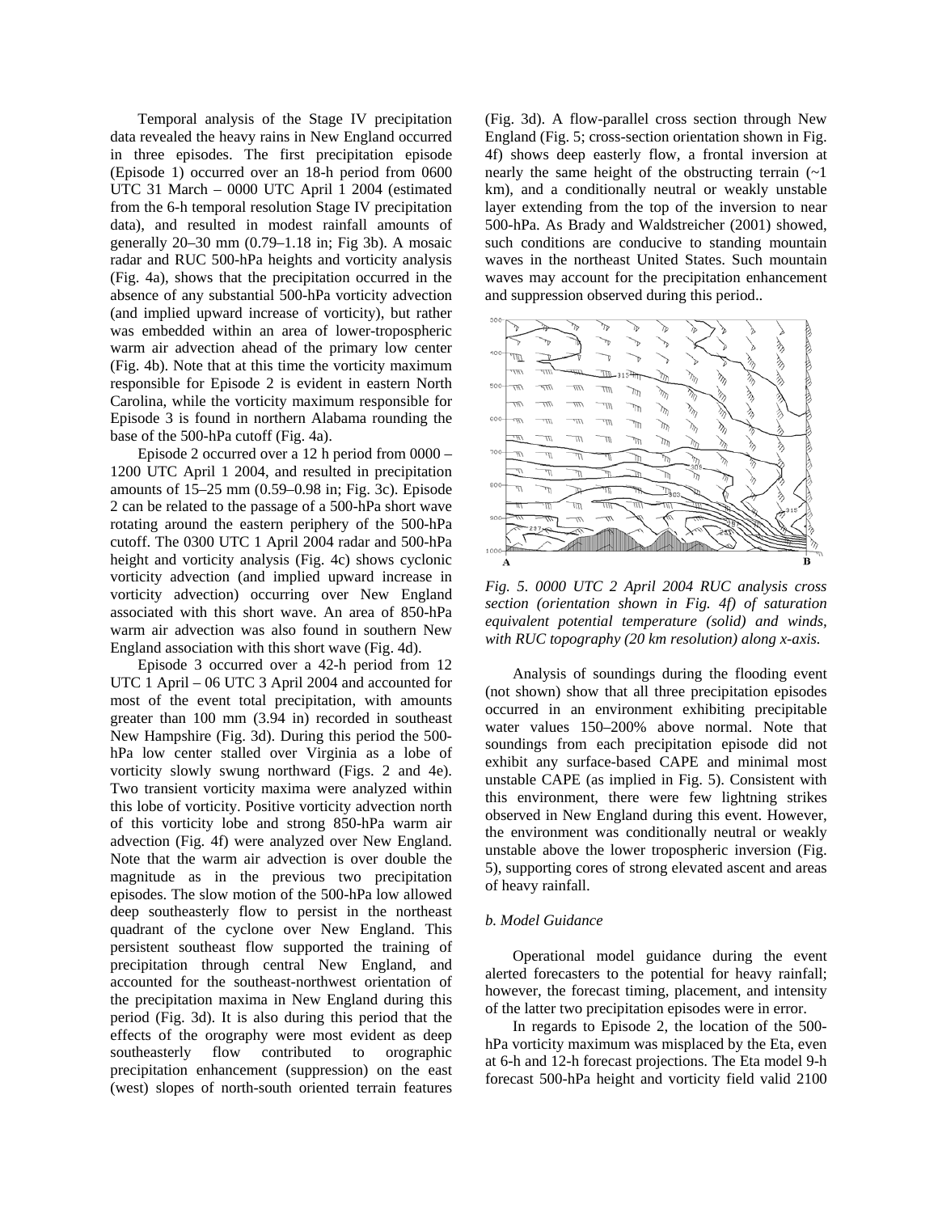Temporal analysis of the Stage IV precipitation data revealed the heavy rains in New England occurred in three episodes. The first precipitation episode (Episode 1) occurred over an 18-h period from 0600 UTC 31 March – 0000 UTC April 1 2004 (estimated from the 6-h temporal resolution Stage IV precipitation data), and resulted in modest rainfall amounts of generally 20–30 mm (0.79–1.18 in; Fig 3b). A mosaic radar and RUC 500-hPa heights and vorticity analysis (Fig. 4a), shows that the precipitation occurred in the absence of any substantial 500-hPa vorticity advection (and implied upward increase of vorticity), but rather was embedded within an area of lower-tropospheric warm air advection ahead of the primary low center (Fig. 4b). Note that at this time the vorticity maximum responsible for Episode 2 is evident in eastern North Carolina, while the vorticity maximum responsible for Episode 3 is found in northern Alabama rounding the base of the 500-hPa cutoff (Fig. 4a).

Episode 2 occurred over a 12 h period from 0000 – 1200 UTC April 1 2004, and resulted in precipitation amounts of 15–25 mm (0.59–0.98 in; Fig. 3c). Episode 2 can be related to the passage of a 500-hPa short wave rotating around the eastern periphery of the 500-hPa cutoff. The 0300 UTC 1 April 2004 radar and 500-hPa height and vorticity analysis (Fig. 4c) shows cyclonic vorticity advection (and implied upward increase in vorticity advection) occurring over New England associated with this short wave. An area of 850-hPa warm air advection was also found in southern New England association with this short wave (Fig. 4d).

Episode 3 occurred over a 42-h period from 12 UTC 1 April – 06 UTC 3 April 2004 and accounted for most of the event total precipitation, with amounts greater than 100 mm (3.94 in) recorded in southeast New Hampshire (Fig. 3d). During this period the 500-hPa low center stalled over Virginia as a lobe of vorticity slowly swung northward (Figs. 2 and 4e). Two transient vorticity maxima were analyzed within this lobe of vorticity. Positive vorticity advection north of this vorticity lobe and strong 850-hPa warm air advection (Fig. 4f) were analyzed over New England. Note that the warm air advection is over double the magnitude as in the previous two precipitation episodes. The slow motion of the 500-hPa low allowed deep southeasterly flow to persist in the northeast quadrant of the cyclone over New England. This persistent southeast flow supported the training of precipitation through central New England, and accounted for the southeast-northwest orientation of the precipitation maxima in New England during this period (Fig. 3d). It is also during this period that the effects of the orography were most evident as deep southeasterly flow contributed to orographic precipitation enhancement (suppression) on the east (west) slopes of north-south oriented terrain features (Fig. 3d). A flow-parallel cross section through New England (Fig. 5; cross-section orientation shown in Fig. 4f) shows deep easterly flow, a frontal inversion at nearly the same height of the obstructing terrain (~1 km), and a conditionally neutral or weakly unstable layer extending from the top of the inversion to near 500-hPa. As Brady and Waldstreicher (2001) showed, such conditions are conducive to standing mountain waves in the northeast United States. Such mountain waves may account for the precipitation enhancement and suppression observed during this period..

*Fig. 5. 0000 UTC 2 April 2004 RUC analysis cross section (orientation shown in Fig. 4f) of saturation equivalent potential temperature (solid) and winds, with RUC topography (20 km resolution) along x-axis.*

Analysis of soundings during the flooding event (not shown) show that all three precipitation episodes occurred in an environment exhibiting precipitable water values 150–200% above normal. Note that soundings from each precipitation episode did not exhibit any surface-based CAPE and minimal most unstable CAPE (as implied in Fig. 5). Consistent with this environment, there were few lightning strikes observed in New England during this event. However, the environment was conditionally neutral or weakly unstable above the lower tropospheric inversion (Fig. 5), supporting cores of strong elevated ascent and areas of heavy rainfall.

*b. Model Guidance*

Operational model guidance during the event alerted forecasters to the potential for heavy rainfall; however, the forecast timing, placement, and intensity of the latter two precipitation episodes were in error.

In regards to Episode 2, the location of the 500-hPa vorticity maximum was misplaced by the Eta, even at 6-h and 12-h forecast projections. The Eta model 9-h forecast 500-hPa height and vorticity field valid 2100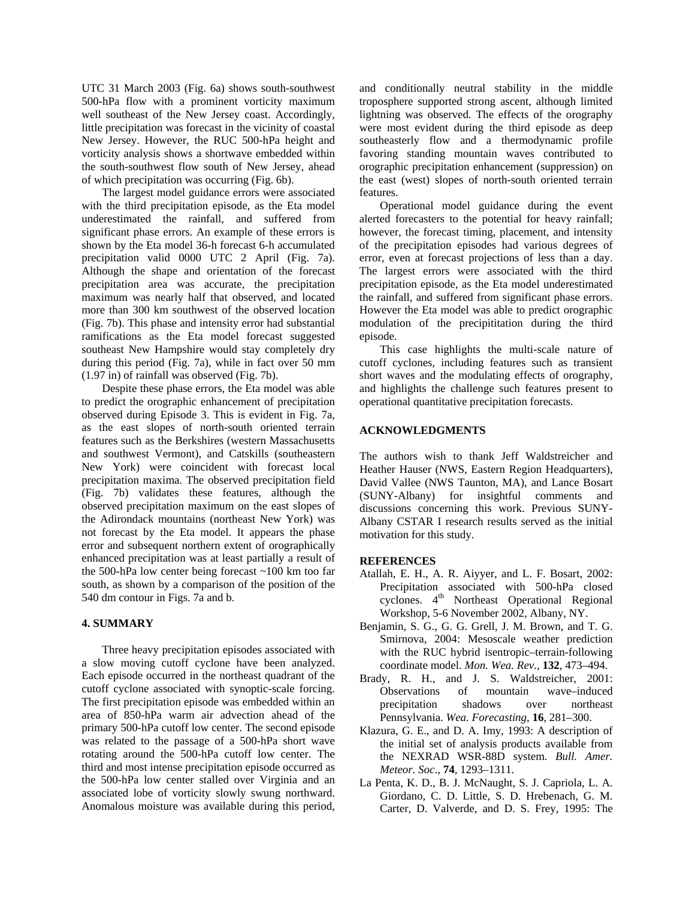UTC 31 March 2003 (Fig. 6a) shows south-southwest 500-hPa flow with a prominent vorticity maximum well southeast of the New Jersey coast. Accordingly, little precipitation was forecast in the vicinity of coastal New Jersey. However, the RUC 500-hPa height and vorticity analysis shows a shortwave embedded within the south-southwest flow south of New Jersey, ahead of which precipitation was occurring (Fig. 6b).

The largest model guidance errors were associated with the third precipitation episode, as the Eta model underestimated the rainfall, and suffered from significant phase errors. An example of these errors is shown by the Eta model 36-h forecast 6-h accumulated precipitation valid 0000 UTC 2 April (Fig. 7a). Although the shape and orientation of the forecast precipitation area was accurate, the precipitation maximum was nearly half that observed, and located more than 300 km southwest of the observed location (Fig. 7b). This phase and intensity error had substantial ramifications as the Eta model forecast suggested southeast New Hampshire would stay completely dry during this period (Fig. 7a), while in fact over 50 mm (1.97 in) of rainfall was observed (Fig. 7b).

Despite these phase errors, the Eta model was able to predict the orographic enhancement of precipitation observed during Episode 3. This is evident in Fig. 7a, as the east slopes of north-south oriented terrain features such as the Berkshires (western Massachusetts and southwest Vermont), and Catskills (southeastern New York) were coincident with forecast local precipitation maxima. The observed precipitation field (Fig. 7b) validates these features, although the observed precipitation maximum on the east slopes of the Adirondack mountains (northeast New York) was not forecast by the Eta model. It appears the phase error and subsequent northern extent of orographically enhanced precipitation was at least partially a result of the 500-hPa low center being forecast ~100 km too far south, as shown by a comparison of the position of the 540 dm contour in Figs. 7a and b.

## 4. SUMMARY

Three heavy precipitation episodes associated with a slow moving cutoff cyclone have been analyzed. Each episode occurred in the northeast quadrant of the cutoff cyclone associated with synoptic-scale forcing. The first precipitation episode was embedded within an area of 850-hPa warm air advection ahead of the primary 500-hPa cutoff low center. The second episode was related to the passage of a 500-hPa short wave rotating around the 500-hPa cutoff low center. The third and most intense precipitation episode occurred as the 500-hPa low center stalled over Virginia and an associated lobe of vorticity slowly swung northward. Anomalous moisture was available during this period, and conditionally neutral stability in the middle troposphere supported strong ascent, although limited lightning was observed. The effects of the orography were most evident during the third episode as deep southeasterly flow and a thermodynamic profile favoring standing mountain waves contributed to orographic precipitation enhancement (suppression) on the east (west) slopes of north-south oriented terrain features.

Operational model guidance during the event alerted forecasters to the potential for heavy rainfall; however, the forecast timing, placement, and intensity of the precipitation episodes had various degrees of error, even at forecast projections of less than a day. The largest errors were associated with the third precipitation episode, as the Eta model underestimated the rainfall, and suffered from significant phase errors. However the Eta model was able to predict orographic modulation of the precipititation during the third episode.

This case highlights the multi-scale nature of cutoff cyclones, including features such as transient short waves and the modulating effects of orography, and highlights the challenge such features present to operational quantitative precipitation forecasts.

## ACKNOWLEDGMENTS

The authors wish to thank Jeff Waldstreicher and Heather Hauser (NWS, Eastern Region Headquarters), David Vallee (NWS Taunton, MA), and Lance Bosart (SUNY-Albany) for insightful comments and discussions concerning this work. Previous SUNY-Albany CSTAR I research results served as the initial motivation for this study.

## REFERENCES

Atallah, E. H., A. R. Aiyyer, and L. F. Bosart, 2002: Precipitation associated with 500-hPa closed cyclones. 4th Northeast Operational Regional Workshop, 5-6 November 2002, Albany, NY.

Benjamin, S. G., G. G. Grell, J. M. Brown, and T. G. Smirnova, 2004: Mesoscale weather prediction with the RUC hybrid isentropic–terrain-following coordinate model. *Mon. Wea. Rev.*, **132**, 473–494.

Brady, R. H., and J. S. Waldstreicher, 2001: Observations of mountain wave–induced precipitation shadows over northeast Pennsylvania. *Wea. Forecasting*, **16**, 281–300.

Klazura, G. E., and D. A. Imy, 1993: A description of the initial set of analysis products available from the NEXRAD WSR-88D system. *Bull. Amer. Meteor. Soc*., **74**, 1293–1311.

La Penta, K. D., B. J. McNaught, S. J. Capriola, L. A. Giordano, C. D. Little, S. D. Hrebenach, G. M. Carter, D. Valverde, and D. S. Frey, 1995: The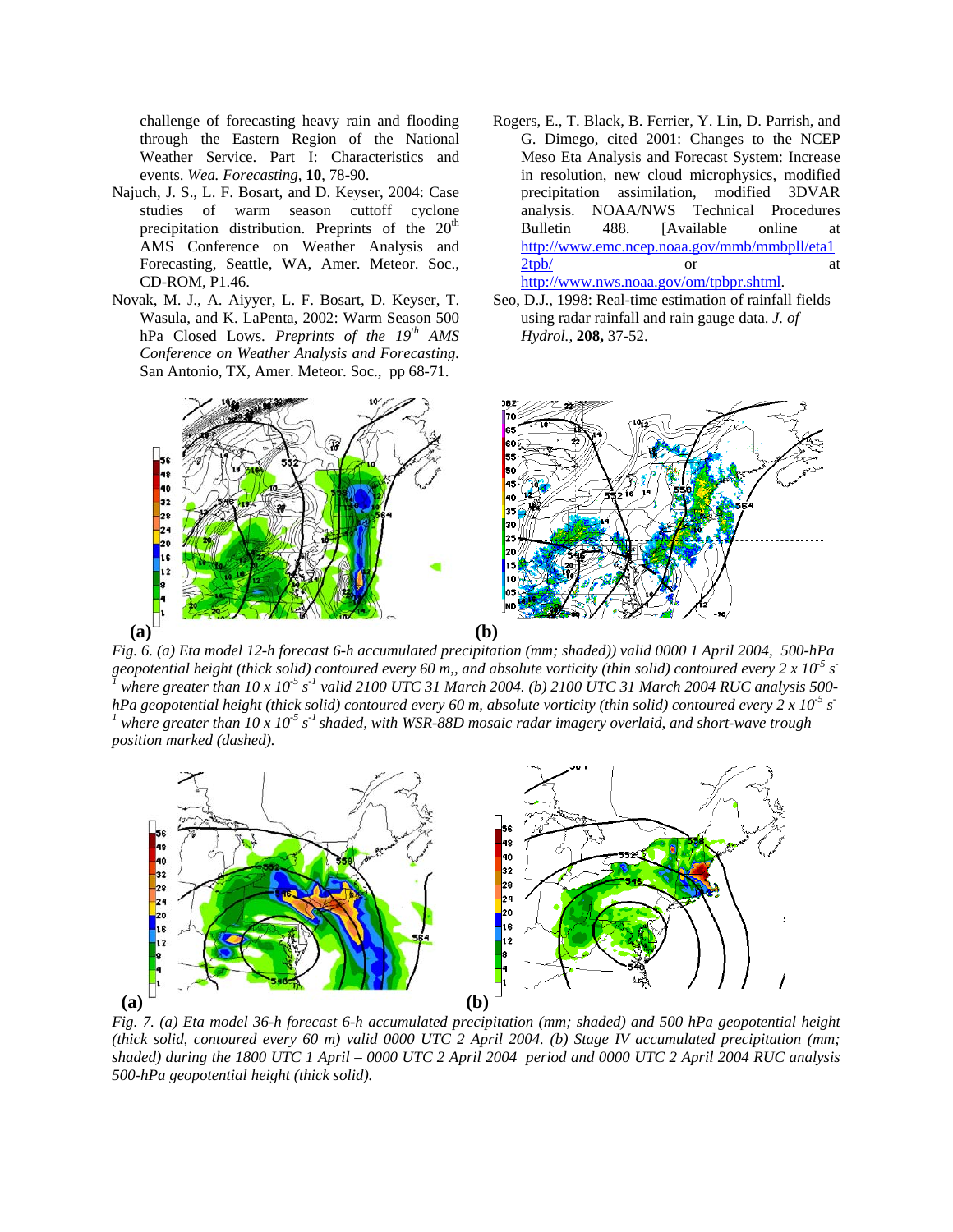challenge of forecasting heavy rain and flooding through the Eastern Region of the National Weather Service. Part I: Characteristics and events. *Wea. Forecasting*, **10**, 78-90.

Najuch, J. S., L. F. Bosart, and D. Keyser, 2004: Case studies of warm season cuttoff cyclone precipitation distribution. Preprints of the 20th AMS Conference on Weather Analysis and Forecasting, Seattle, WA, Amer. Meteor. Soc., CD-ROM, P1.46.

Novak, M. J., A. Aiyyer, L. F. Bosart, D. Keyser, T. Wasula, and K. LaPenta, 2002: Warm Season 500 hPa Closed Lows. *Preprints of the 19th AMS Conference on Weather Analysis and Forecasting.* San Antonio, TX, Amer. Meteor. Soc., pp 68-71.

Rogers, E., T. Black, B. Ferrier, Y. Lin, D. Parrish, and G. Dimego, cited 2001: Changes to the NCEP Meso Eta Analysis and Forecast System: Increase in resolution, new cloud microphysics, modified precipitation assimilation, modified 3DVAR analysis. NOAA/NWS Technical Procedures Bulletin 488. [Available online at http://www.emc.ncep.noaa.gov/mmb/mmbpll/eta12tpb/ or at http://www.nws.noaa.gov/om/tpbpr.shtml.

Seo, D.J., 1998: Real-time estimation of rainfall fields using radar rainfall and rain gauge data. *J. of Hydrol.*, **208,** 37-52.

*Fig. 6. (a) Eta model 12-h forecast 6-h accumulated precipitation (mm; shaded)) valid 0000 1 April 2004, 500-hPa geopotential height (thick solid) contoured every 60 m,, and absolute vorticity (thin solid) contoured every $2 \times 10^{-5}$ $s^{-1}$ where greater than $10 \times 10^{-5}$ $s^{-1}$ valid 2100 UTC 31 March 2004. (b) 2100 UTC 31 March 2004 RUC analysis 500-hPa geopotential height (thick solid) contoured every 60 m, absolute vorticity (thin solid) contoured every $2 \times 10^{-5}$ $s^{-1}$ where greater than $10 \times 10^{-5}$ $s^{-1}$ shaded, with WSR-88D mosaic radar imagery overlaid, and short-wave trough position marked (dashed).*

*Fig. 7. (a) Eta model 36-h forecast 6-h accumulated precipitation (mm; shaded) and 500 hPa geopotential height (thick solid, contoured every 60 m) valid 0000 UTC 2 April 2004. (b) Stage IV accumulated precipitation (mm; shaded) during the 1800 UTC 1 April – 0000 UTC 2 April 2004 period and 0000 UTC 2 April 2004 RUC analysis 500-hPa geopotential height (thick solid).*